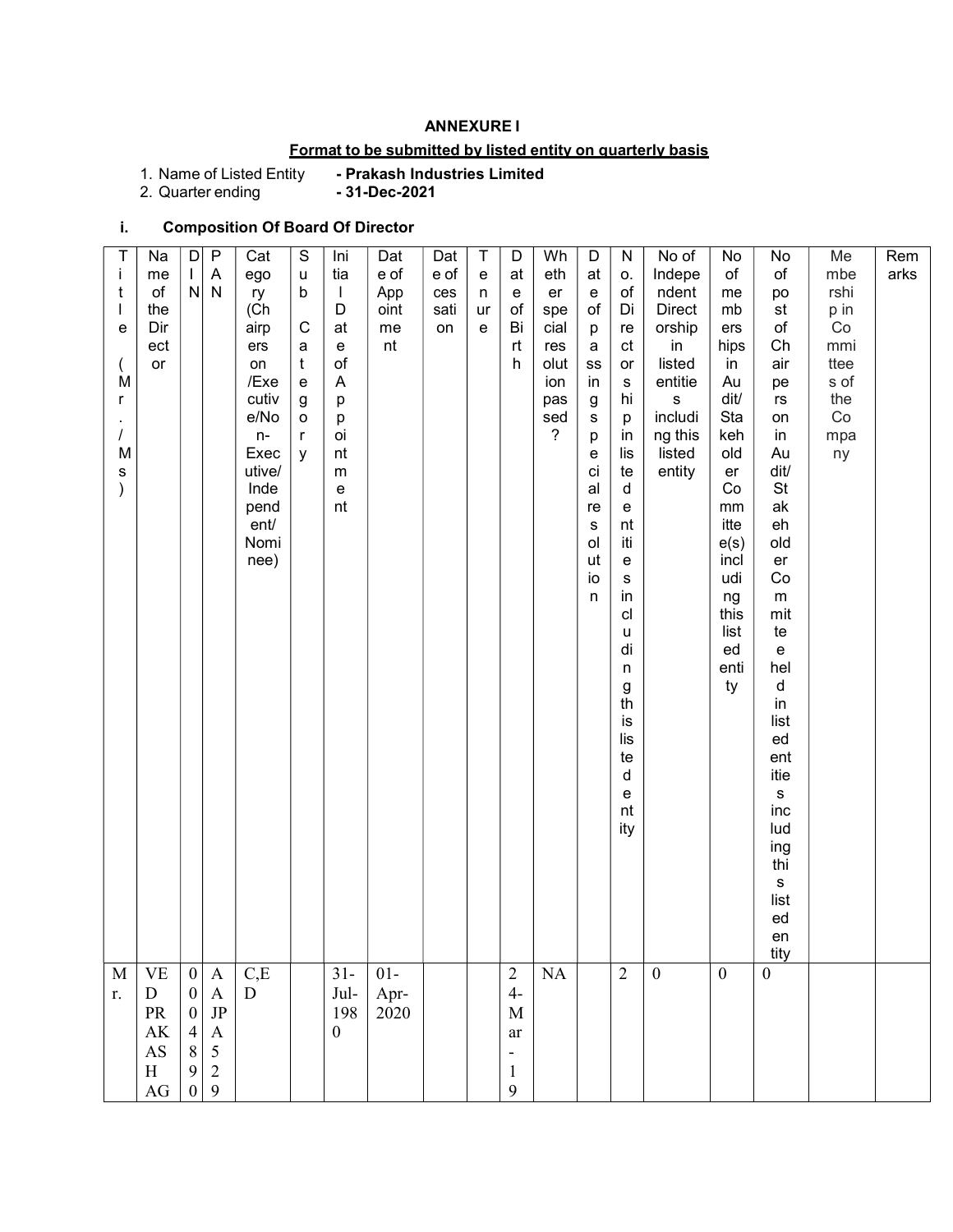## ANNEXURE I

### Format to be submitted by listed entity on quarterly basis

1. Name of Listed Entity - **Prakash Industries Limited**
2. Quarter ending - **31-Dec-2021**

### i. Composition Of Board Of Director

| Title (Mr./Ms) | Name of the Director | DIN | PAN | Category (Chairperson/Executive/Non-Executive/Independent/Nominee) | Sub Category | Initial Date of Appointment | Date of Appointment | Date of cessation | Tenure | Date of Birth | Whether special resolution passed? | Date of passing special resolution | No. of Directorships in listed entities including this listed entity | No of Independent Directorship in listed entities including this listed entity | No of memberships in Audit/ Stakeholder Committee(s) including this listed entity | No of post of Chairperson in Audit/ Stakeholder Committee held in listed entities including this listed entity | Membership in Committees of the Company | Remarks |
|---|---|---|---|---|---|---|---|---|---|---|---|---|---|---|---|---|---|---|
| Mr. | VED PRAKASH AG | 00048900 | AAJPA5290 | C,ED | | 31-Jul-1980 | 01-Apr-2020 | | | 24-Mar-19 | NA | | 2 | 0 | 0 | 0 | | |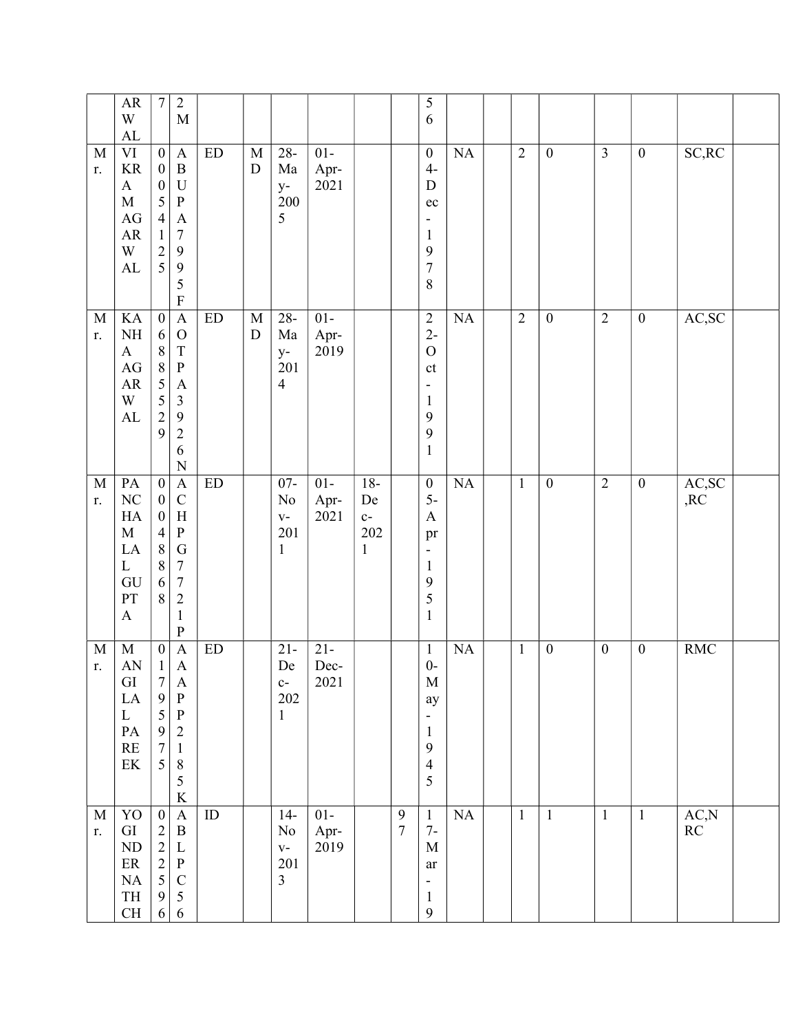| | | | | | | | | | | | | | | | | | | | |
|---|---|---|---|---|---|---|---|---|---|---|---|---|---|---|---|---|---|---|---|
| | ARWAL | 7 | 2M | | | | | | | 56 | | | | | | | | | |
| Mr. | VIKRAM AGARWAL | 00054125 | ABUPA7995F | ED | MD | 28-May-2005 | 01-Apr-2021 | | | 04-Dec-1978 | NA | | 2 | 0 | 3 | 0 | SC,RC | |
| Mr. | KANHA AGARWAL | 06885529 | AOTPA3926N | ED | MD | 28-May-2014 | 01-Apr-2019 | | | 22-Oct-1991 | NA | | 2 | 0 | 2 | 0 | AC,SC | |
| Mr. | PANCHAMLAL GUPTA | 00048868 | ACHPG7721P | ED | | 07-Nov-2011 | 01-Apr-2021 | 18-Dec-2021 | | 05-Apr-1951 | NA | | 1 | 0 | 2 | 0 | AC,SC,RC | |
| Mr. | MANGILAL PAREEK | 01795975 | AAAPP2185K | ED | | 21-Dec-2021 | 21-Dec-2021 | | | 10-May-1945 | NA | | 1 | 0 | 0 | 0 | RMC | |
| Mr. | YOGINDERNATH CH | 02225596 | ABLPC56 | ID | | 14-Nov-2013 | 01-Apr-2019 | | 97 | 17-Mar-19 | NA | | 1 | 1 | 1 | 1 | AC,NRC | |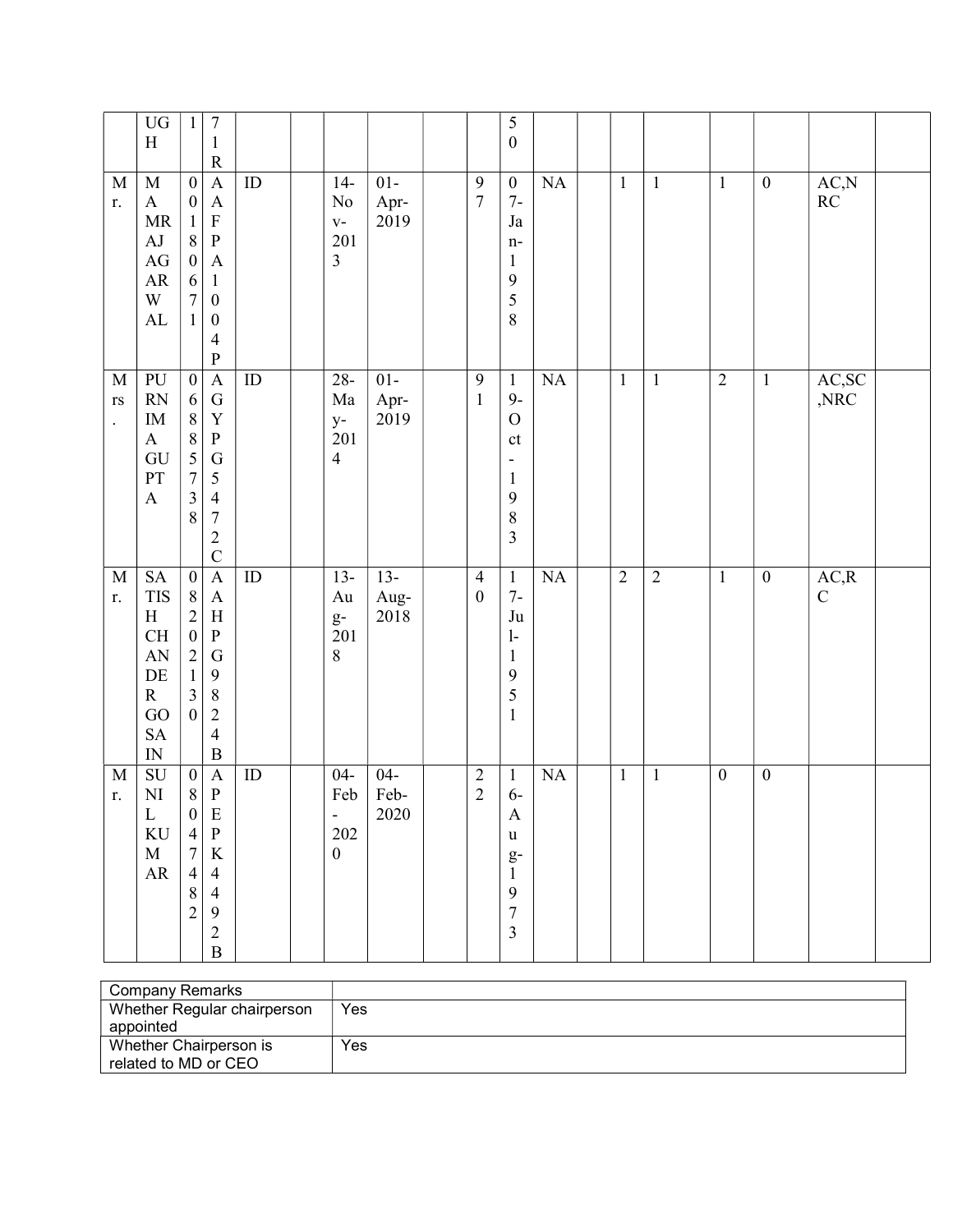|  | UGH | 1 | 71R |  |  |  |  |  |  | 50 |  |  |  |  |  |  |  |  |
|---|---|---|---|---|---|---|---|---|---|---|---|---|---|---|---|---|---|---|
| Mr. | MAMRAJ AGARWAL | 00180671 | AAFPA1004P | ID |  | 14-Nov-2013 | 01-Apr-2019 |  | 97 | 07-Jan-1958 | NA |  | 1 | 1 | 1 | 0 | AC,NRC |  |
| Mrs. | PURNIMA GUPTA | 06885738 | AGYPG5472C | ID |  | 28-May-2014 | 01-Apr-2019 |  | 91 | 19-Oct-1983 | NA |  | 1 | 1 | 2 | 1 | AC,SC,NRC |  |
| Mr. | SATISH CHANDER GOSAIN | 08202130 | AAHPG9824B | ID |  | 13-Aug-2018 | 13-Aug-2018 |  | 40 | 17-Jul-1951 | NA |  | 2 | 2 | 1 | 0 | AC,RC |  |
| Mr. | SUNIL KUMAR | 08047482 | APEPK4492B | ID |  | 04-Feb-2020 | 04-Feb-2020 |  | 22 | 16-Aug-1973 | NA |  | 1 | 1 | 0 | 0 |  |  |

| Company Remarks |  |
|---|---|
| Whether Regular chairperson appointed | Yes |
| Whether Chairperson is related to MD or CEO | Yes |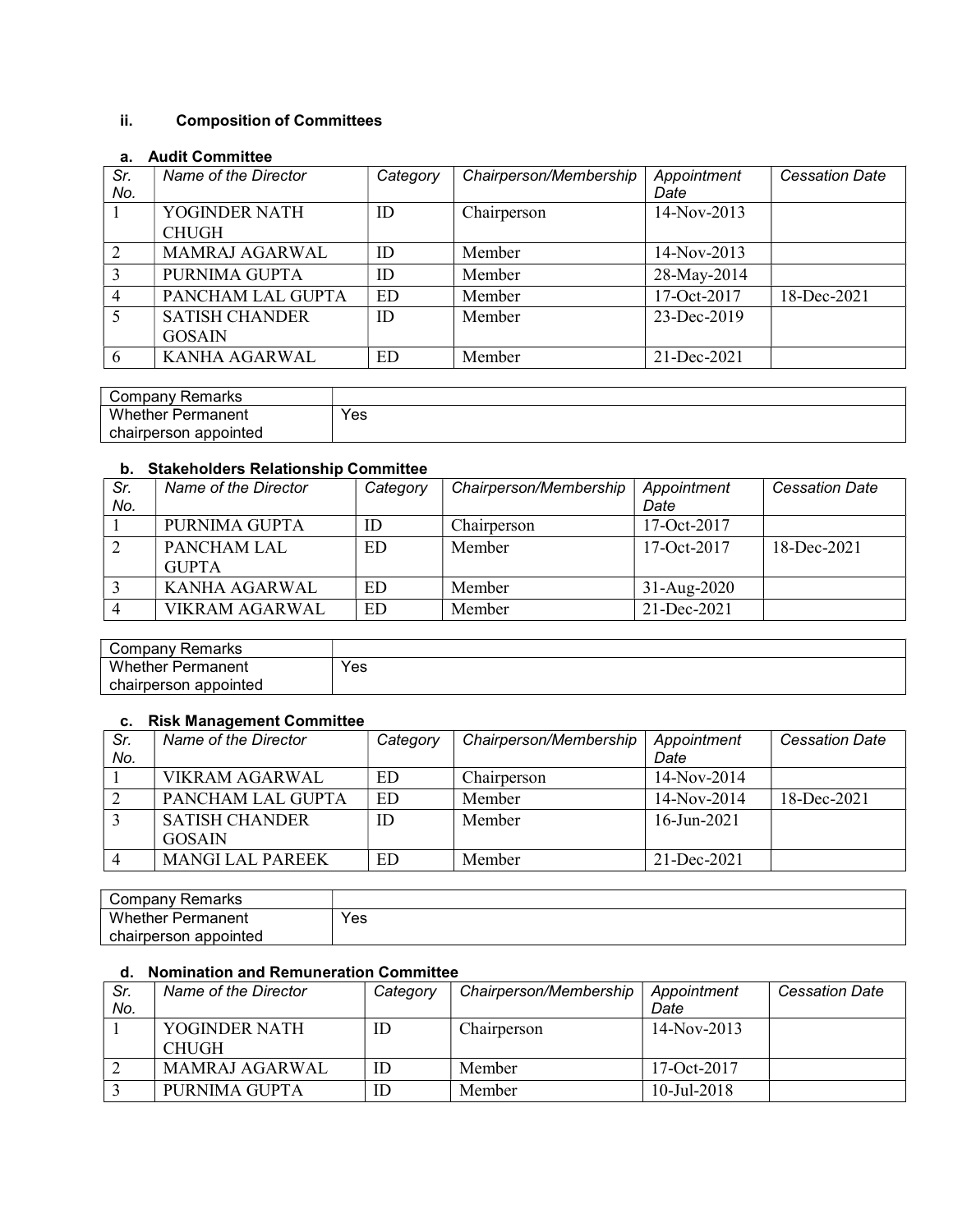## ii. Composition of Committees

### a. Audit Committee

| Sr. No. | Name of the Director | Category | Chairperson/Membership | Appointment Date | Cessation Date |
|---|---|---|---|---|---|
| 1 | YOGINDER NATH CHUGH | ID | Chairperson | 14-Nov-2013 | |
| 2 | MAMRAJ AGARWAL | ID | Member | 14-Nov-2013 | |
| 3 | PURNIMA GUPTA | ID | Member | 28-May-2014 | |
| 4 | PANCHAM LAL GUPTA | ED | Member | 17-Oct-2017 | 18-Dec-2021 |
| 5 | SATISH CHANDER GOSAIN | ID | Member | 23-Dec-2019 | |
| 6 | KANHA AGARWAL | ED | Member | 21-Dec-2021 | |

| Company Remarks | |
|---|---|
| Whether Permanent chairperson appointed | Yes |

### b. Stakeholders Relationship Committee

| Sr. No. | Name of the Director | Category | Chairperson/Membership | Appointment Date | Cessation Date |
|---|---|---|---|---|---|
| 1 | PURNIMA GUPTA | ID | Chairperson | 17-Oct-2017 | |
| 2 | PANCHAM LAL GUPTA | ED | Member | 17-Oct-2017 | 18-Dec-2021 |
| 3 | KANHA AGARWAL | ED | Member | 31-Aug-2020 | |
| 4 | VIKRAM AGARWAL | ED | Member | 21-Dec-2021 | |

| Company Remarks | |
|---|---|
| Whether Permanent chairperson appointed | Yes |

### c. Risk Management Committee

| Sr. No. | Name of the Director | Category | Chairperson/Membership | Appointment Date | Cessation Date |
|---|---|---|---|---|---|
| 1 | VIKRAM AGARWAL | ED | Chairperson | 14-Nov-2014 | |
| 2 | PANCHAM LAL GUPTA | ED | Member | 14-Nov-2014 | 18-Dec-2021 |
| 3 | SATISH CHANDER GOSAIN | ID | Member | 16-Jun-2021 | |
| 4 | MANGI LAL PAREEK | ED | Member | 21-Dec-2021 | |

| Company Remarks | |
|---|---|
| Whether Permanent chairperson appointed | Yes |

### d. Nomination and Remuneration Committee

| Sr. No. | Name of the Director | Category | Chairperson/Membership | Appointment Date | Cessation Date |
|---|---|---|---|---|---|
| 1 | YOGINDER NATH CHUGH | ID | Chairperson | 14-Nov-2013 | |
| 2 | MAMRAJ AGARWAL | ID | Member | 17-Oct-2017 | |
| 3 | PURNIMA GUPTA | ID | Member | 10-Jul-2018 | |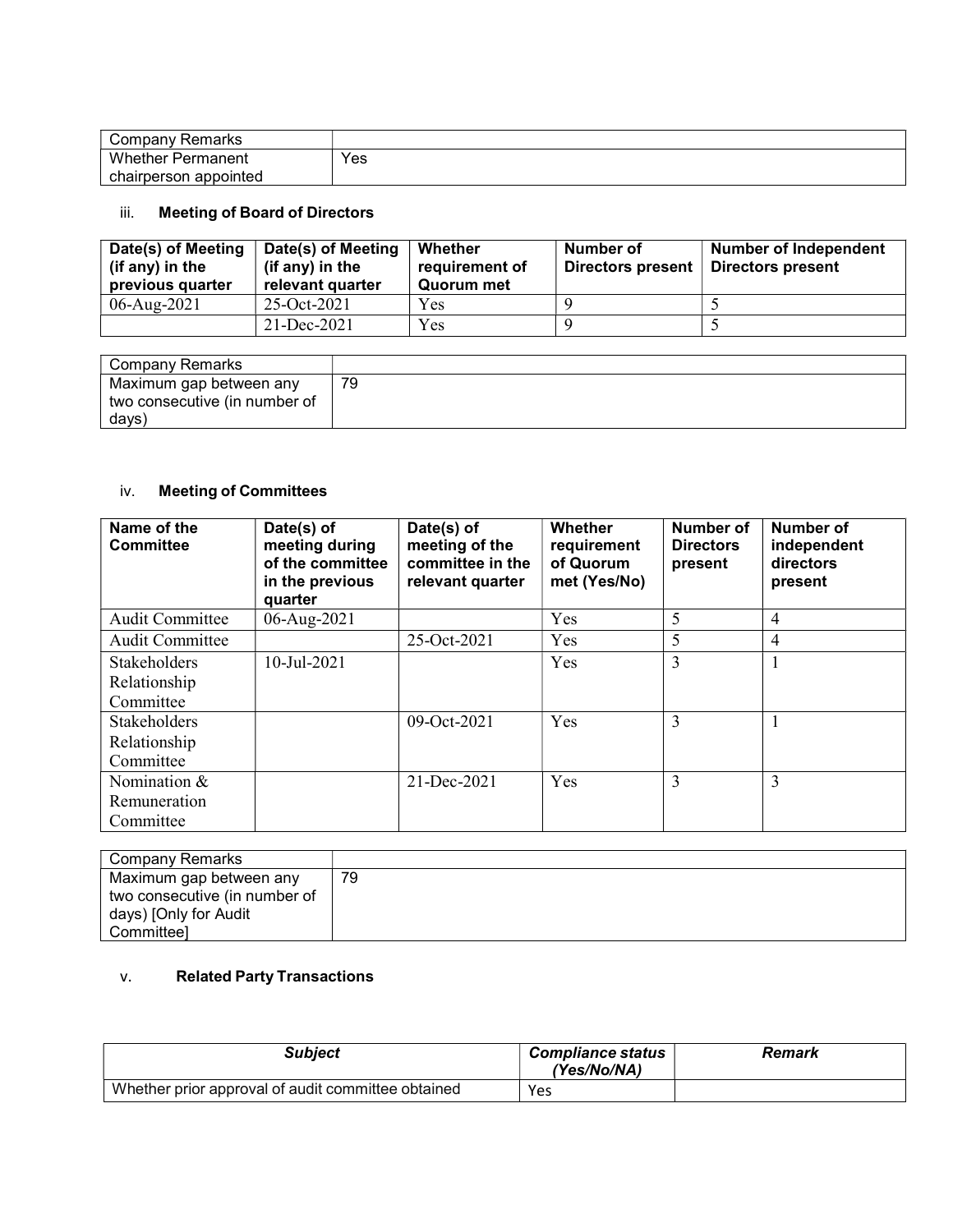| Company Remarks | |
|---|---|
| Whether Permanent chairperson appointed | Yes |

iii. **Meeting of Board of Directors**

| Date(s) of Meeting (if any) in the previous quarter | Date(s) of Meeting (if any) in the relevant quarter | Whether requirement of Quorum met | Number of Directors present | Number of Independent Directors present |
|---|---|---|---|---|
| 06-Aug-2021 | 25-Oct-2021 | Yes | 9 | 5 |
| | 21-Dec-2021 | Yes | 9 | 5 |

| Company Remarks | |
|---|---|
| Maximum gap between any two consecutive (in number of days) | 79 |

iv. **Meeting of Committees**

| Name of the Committee | Date(s) of meeting during of the committee in the previous quarter | Date(s) of meeting of the committee in the relevant quarter | Whether requirement of Quorum met (Yes/No) | Number of Directors present | Number of independent directors present |
|---|---|---|---|---|---|
| Audit Committee | 06-Aug-2021 | | Yes | 5 | 4 |
| Audit Committee | | 25-Oct-2021 | Yes | 5 | 4 |
| Stakeholders Relationship Committee | 10-Jul-2021 | | Yes | 3 | 1 |
| Stakeholders Relationship Committee | | 09-Oct-2021 | Yes | 3 | 1 |
| Nomination & Remuneration Committee | | 21-Dec-2021 | Yes | 3 | 3 |

| Company Remarks | |
|---|---|
| Maximum gap between any two consecutive (in number of days) [Only for Audit Committee] | 79 |

v. **Related Party Transactions**

| ***Subject*** | ***Compliance status (Yes/No/NA)*** | ***Remark*** |
|---|---|---|
| Whether prior approval of audit committee obtained | Yes | |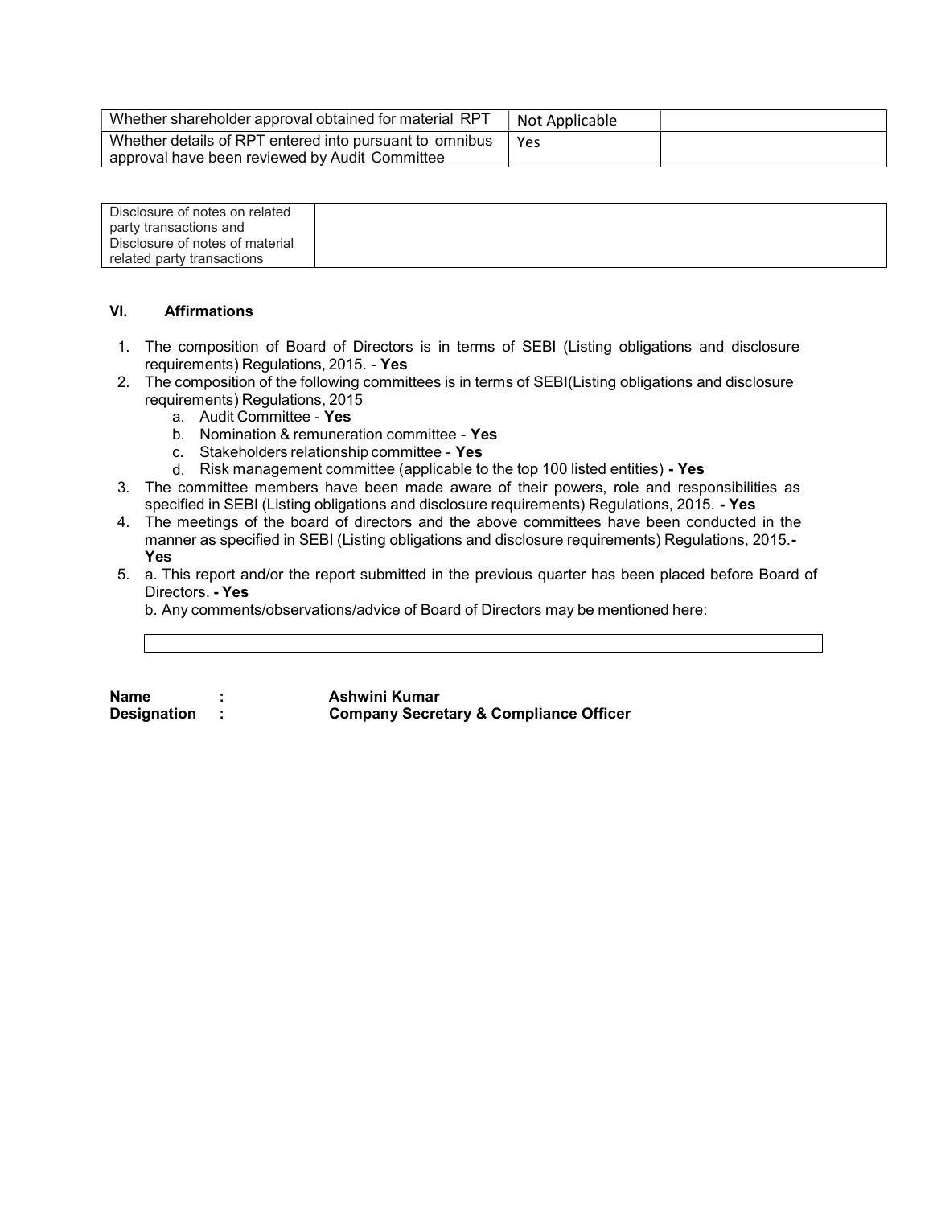| | | |
|---|---|---|
| Whether shareholder approval obtained for material RPT | Not Applicable | |
| Whether details of RPT entered into pursuant to omnibus approval have been reviewed by Audit Committee | Yes | |

| | |
|---|---|
| Disclosure of notes on related party transactions and Disclosure of notes of material related party transactions | |

## VI. Affirmations

1. The composition of Board of Directors is in terms of SEBI (Listing obligations and disclosure requirements) Regulations, 2015. - **Yes**
2. The composition of the following committees is in terms of SEBI(Listing obligations and disclosure requirements) Regulations, 2015
   a. Audit Committee - **Yes**
   b. Nomination & remuneration committee - **Yes**
   c. Stakeholders relationship committee - **Yes**
   d. Risk management committee (applicable to the top 100 listed entities) **- Yes**
3. The committee members have been made aware of their powers, role and responsibilities as specified in SEBI (Listing obligations and disclosure requirements) Regulations, 2015. **- Yes**
4. The meetings of the board of directors and the above committees have been conducted in the manner as specified in SEBI (Listing obligations and disclosure requirements) Regulations, 2015.**- Yes**
5. a. This report and/or the report submitted in the previous quarter has been placed before Board of Directors. **- Yes**

   b. Any comments/observations/advice of Board of Directors may be mentioned here:

**Name :** **Ashwini Kumar**
**Designation :** **Company Secretary & Compliance Officer**